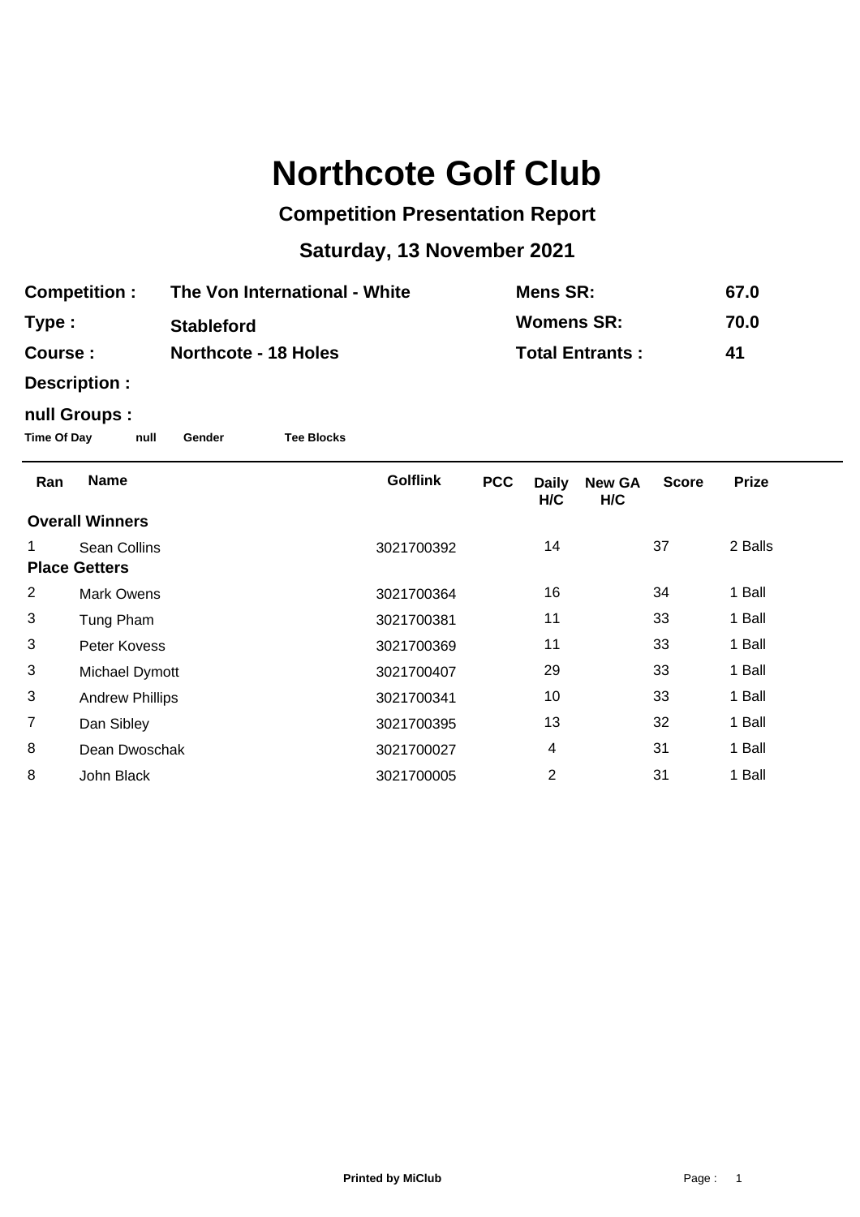# Northcote Golf Club

## Competition Presentation Report

## Saturday, 13 November 2021

| | | | |
|---|---|---|---|
| **Competition :** | **The Von International - White** | **Mens SR:** | **67.0** |
| **Type :** | **Stableford** | **Womens SR:** | **70.0** |
| **Course :** | **Northcote - 18 Holes** | **Total Entrants :** | **41** |
| **Description :** | | | |

**null Groups :**

**Time Of Day** **null** **Gender** **Tee Blocks**

| Ran | Name | Golflink | PCC | Daily H/C | New GA H/C | Score | Prize |
|---|---|---|---|---|---|---|---|
| **Overall Winners** | | | | | | | |
| 1 | Sean Collins | 3021700392 | | 14 | | 37 | 2 Balls |
| **Place Getters** | | | | | | | |
| 2 | Mark Owens | 3021700364 | | 16 | | 34 | 1 Ball |
| 3 | Tung Pham | 3021700381 | | 11 | | 33 | 1 Ball |
| 3 | Peter Kovess | 3021700369 | | 11 | | 33 | 1 Ball |
| 3 | Michael Dymott | 3021700407 | | 29 | | 33 | 1 Ball |
| 3 | Andrew Phillips | 3021700341 | | 10 | | 33 | 1 Ball |
| 7 | Dan Sibley | 3021700395 | | 13 | | 32 | 1 Ball |
| 8 | Dean Dwoschak | 3021700027 | | 4 | | 31 | 1 Ball |
| 8 | John Black | 3021700005 | | 2 | | 31 | 1 Ball |

**Printed by MiClub**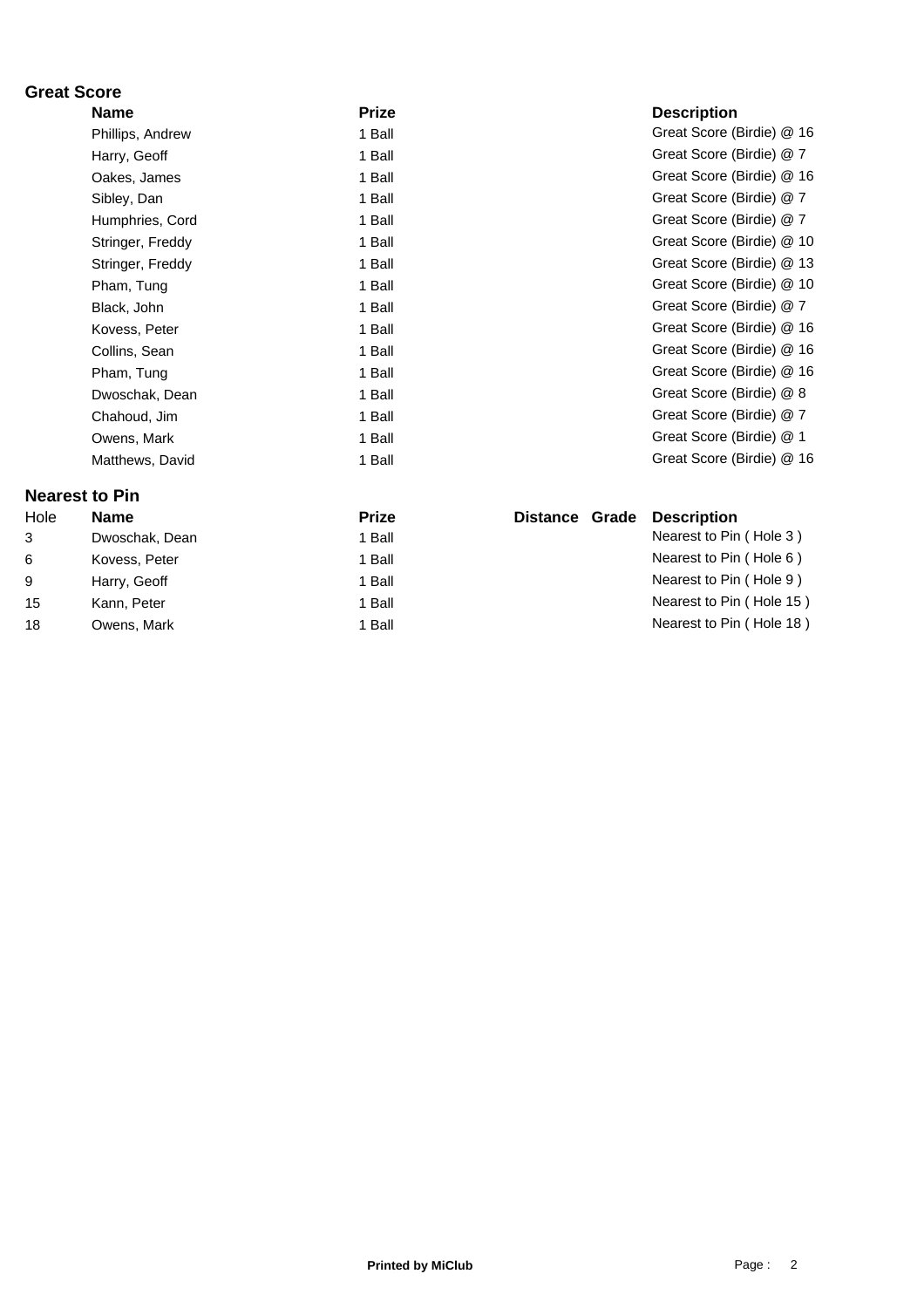## Great Score

| Name | Prize | Description |
| --- | --- | --- |
| Phillips, Andrew | 1 Ball | Great Score (Birdie) @ 16 |
| Harry, Geoff | 1 Ball | Great Score (Birdie) @ 7 |
| Oakes, James | 1 Ball | Great Score (Birdie) @ 16 |
| Sibley, Dan | 1 Ball | Great Score (Birdie) @ 7 |
| Humphries, Cord | 1 Ball | Great Score (Birdie) @ 7 |
| Stringer, Freddy | 1 Ball | Great Score (Birdie) @ 10 |
| Stringer, Freddy | 1 Ball | Great Score (Birdie) @ 13 |
| Pham, Tung | 1 Ball | Great Score (Birdie) @ 10 |
| Black, John | 1 Ball | Great Score (Birdie) @ 7 |
| Kovess, Peter | 1 Ball | Great Score (Birdie) @ 16 |
| Collins, Sean | 1 Ball | Great Score (Birdie) @ 16 |
| Pham, Tung | 1 Ball | Great Score (Birdie) @ 16 |
| Dwoschak, Dean | 1 Ball | Great Score (Birdie) @ 8 |
| Chahoud, Jim | 1 Ball | Great Score (Birdie) @ 7 |
| Owens, Mark | 1 Ball | Great Score (Birdie) @ 1 |
| Matthews, David | 1 Ball | Great Score (Birdie) @ 16 |

## Nearest to Pin

| Hole | Name | Prize | Distance | Grade | Description |
| --- | --- | --- | --- | --- | --- |
| 3 | Dwoschak, Dean | 1 Ball | | | Nearest to Pin ( Hole 3 ) |
| 6 | Kovess, Peter | 1 Ball | | | Nearest to Pin ( Hole 6 ) |
| 9 | Harry, Geoff | 1 Ball | | | Nearest to Pin ( Hole 9 ) |
| 15 | Kann, Peter | 1 Ball | | | Nearest to Pin ( Hole 15 ) |
| 18 | Owens, Mark | 1 Ball | | | Nearest to Pin ( Hole 18 ) |

**Printed by MiClub**